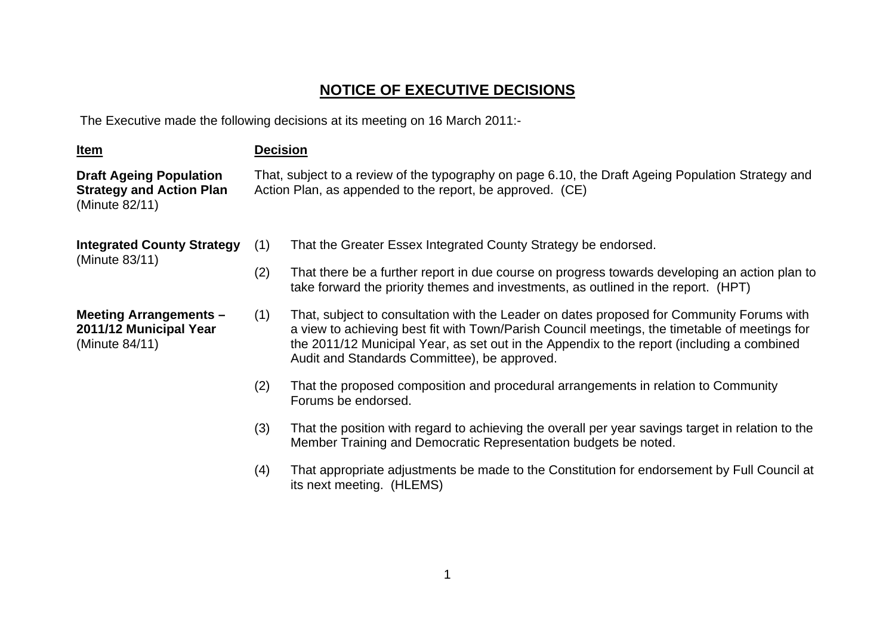# NOTICE OF EXECUTIVE DECISIONS

The Executive made the following decisions at its meeting on 16 March 2011:-

| Item | Decision |
|---|---|
| **Draft Ageing Population Strategy and Action Plan** (Minute 82/11) | That, subject to a review of the typography on page 6.10, the Draft Ageing Population Strategy and Action Plan, as appended to the report, be approved. (CE) |
| **Integrated County Strategy** (Minute 83/11) | (1) That the Greater Essex Integrated County Strategy be endorsed.<br><br>(2) That there be a further report in due course on progress towards developing an action plan to take forward the priority themes and investments, as outlined in the report. (HPT) |
| **Meeting Arrangements – 2011/12 Municipal Year** (Minute 84/11) | (1) That, subject to consultation with the Leader on dates proposed for Community Forums with a view to achieving best fit with Town/Parish Council meetings, the timetable of meetings for the 2011/12 Municipal Year, as set out in the Appendix to the report (including a combined Audit and Standards Committee), be approved.<br><br>(2) That the proposed composition and procedural arrangements in relation to Community Forums be endorsed.<br><br>(3) That the position with regard to achieving the overall per year savings target in relation to the Member Training and Democratic Representation budgets be noted.<br><br>(4) That appropriate adjustments be made to the Constitution for endorsement by Full Council at its next meeting. (HLEMS) |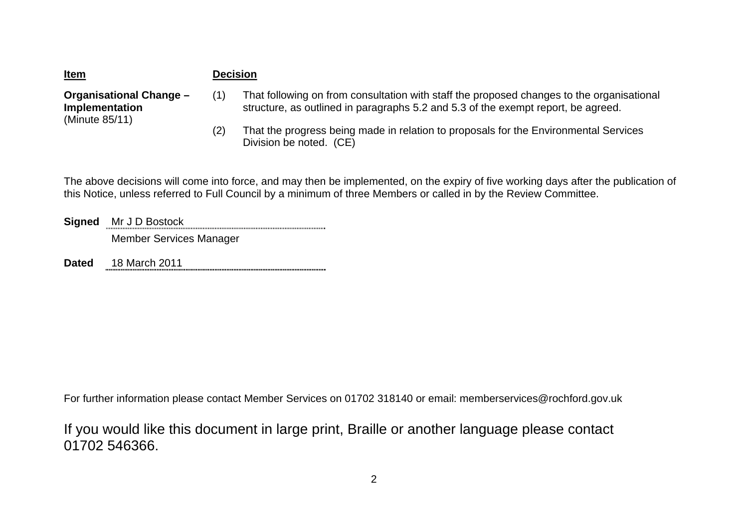| Item | Decision |
| --- | --- |
| **Organisational Change – Implementation** (Minute 85/11) | (1) That following on from consultation with staff the proposed changes to the organisational structure, as outlined in paragraphs 5.2 and 5.3 of the exempt report, be agreed.<br><br>(2) That the progress being made in relation to proposals for the Environmental Services Division be noted. (CE) |

The above decisions will come into force, and may then be implemented, on the expiry of five working days after the publication of this Notice, unless referred to Full Council by a minimum of three Members or called in by the Review Committee.

**Signed** Mr J D Bostock
Member Services Manager

**Dated** 18 March 2011

For further information please contact Member Services on 01702 318140 or email: memberservices@rochford.gov.uk

If you would like this document in large print, Braille or another language please contact 01702 546366.